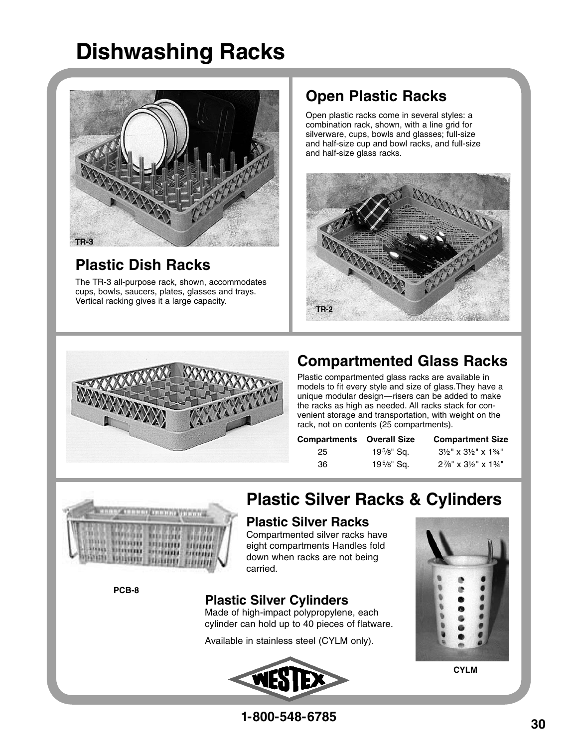# Dishwashing Racks

TR-3

## Plastic Dish Racks

The TR-3 all-purpose rack, shown, accommodates cups, bowls, saucers, plates, glasses and trays. Vertical racking gives it a large capacity.

## Open Plastic Racks

Open plastic racks come in several styles: a combination rack, shown, with a line grid for silverware, cups, bowls and glasses; full-size and half-size cup and bowl racks, and full-size and half-size glass racks.

TR-2

## Compartmented Glass Racks

Plastic compartmented glass racks are available in models to fit every style and size of glass.They have a unique modular design—risers can be added to make the racks as high as needed. All racks stack for convenient storage and transportation, with weight on the rack, not on contents (25 compartments).

| Compartments | Overall Size | Compartment Size |
|---|---|---|
| 25 | 19⅝" Sq. | 3½" x 3½" x 1¾" |
| 36 | 19⅝" Sq. | 2⅞" x 3½" x 1¾" |

## Plastic Silver Racks & Cylinders

### Plastic Silver Racks

Compartmented silver racks have eight compartments Handles fold down when racks are not being carried.

PCB-8

### Plastic Silver Cylinders

Made of high-impact polypropylene, each cylinder can hold up to 40 pieces of flatware.

Available in stainless steel (CYLM only).

CYLM

WESTEX

1-800-548-6785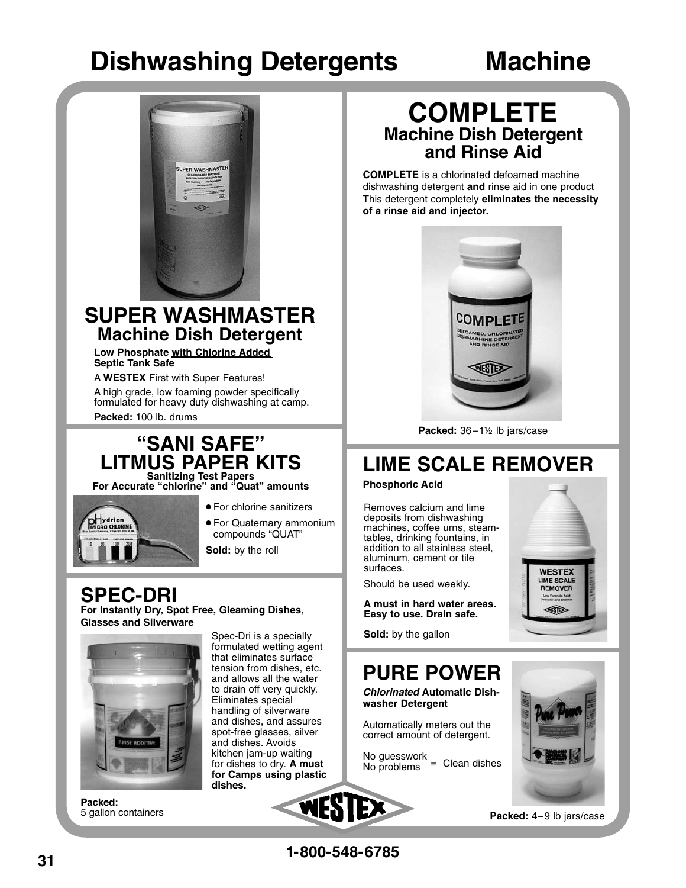# Dishwashing Detergents Machine

## SUPER WASHMASTER
### Machine Dish Detergent

**Low Phosphate with Chlorine Added**
**Septic Tank Safe**

A **WESTEX** First with Super Features!

A high grade, low foaming powder specifically formulated for heavy duty dishwashing at camp.

**Packed:** 100 lb. drums

## "SANI SAFE" LITMUS PAPER KITS
**Sanitizing Test Papers**
**For Accurate "chlorine" and "Quat" amounts**

- For chlorine sanitizers
- For Quaternary ammonium compounds "QUAT"

**Sold:** by the roll

## SPEC-DRI
**For Instantly Dry, Spot Free, Gleaming Dishes, Glasses and Silverware**

Spec-Dri is a specially formulated wetting agent that eliminates surface tension from dishes, etc. and allows all the water to drain off very quickly. Eliminates special handling of silverware and dishes, and assures spot-free glasses, silver and dishes. Avoids kitchen jam-up waiting for dishes to dry. **A must for Camps using plastic dishes.**

**Packed:**
5 gallon containers

## COMPLETE
### Machine Dish Detergent and Rinse Aid

**COMPLETE** is a chlorinated defoamed machine dishwashing detergent **and** rinse aid in one product This detergent completely **eliminates the necessity of a rinse aid and injector.**

**Packed:** 36–1½ lb jars/case

## LIME SCALE REMOVER

**Phosphoric Acid**

Removes calcium and lime deposits from dishwashing machines, coffee urns, steam-tables, drinking fountains, in addition to all stainless steel, aluminum, cement or tile surfaces.

Should be used weekly.

**A must in hard water areas. Easy to use. Drain safe.**

**Sold:** by the gallon

## PURE POWER

***Chlorinated*** **Automatic Dishwasher Detergent**

Automatically meters out the correct amount of detergent.

No guesswork
No problems = Clean dishes

**Packed:** 4–9 lb jars/case

1-800-548-6785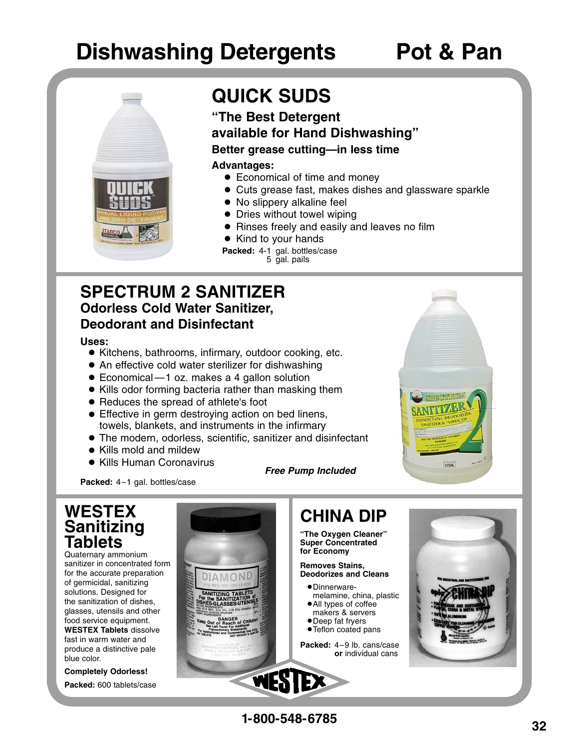# Dishwashing Detergents — Pot & Pan

## QUICK SUDS

### "The Best Detergent available for Hand Dishwashing"

**Better grease cutting—in less time**

**Advantages:**

- Economical of time and money
- Cuts grease fast, makes dishes and glassware sparkle
- No slippery alkaline feel
- Dries without towel wiping
- Rinses freely and easily and leaves no film
- Kind to your hands

**Packed:** 4-1 gal. bottles/case
5 gal. pails

## SPECTRUM 2 SANITIZER

### Odorless Cold Water Sanitizer, Deodorant and Disinfectant

**Uses:**

- Kitchens, bathrooms, infirmary, outdoor cooking, etc.
- An effective cold water sterilizer for dishwashing
- Economical—1 oz. makes a 4 gallon solution
- Kills odor forming bacteria rather than masking them
- Reduces the spread of athlete's foot
- Effective in germ destroying action on bed linens, towels, blankets, and instruments in the infirmary
- The modern, odorless, scientific, sanitizer and disinfectant
- Kills mold and mildew
- Kills Human Coronavirus

***Free Pump Included***

**Packed:** 4–1 gal. bottles/case

## WESTEX Sanitizing Tablets

Quaternary ammonium sanitizer in concentrated form for the accurate preparation of germicidal, sanitizing solutions. Designed for the sanitization of dishes, glasses, utensils and other food service equipment. **WESTEX Tablets** dissolve fast in warm water and produce a distinctive pale blue color.

**Completely Odorless!**

**Packed:** 600 tablets/case

## CHINA DIP

**"The Oxygen Cleaner" Super Concentrated for Economy**

**Removes Stains, Deodorizes and Cleans**

- Dinnerware-melamine, china, plastic
- All types of coffee makers & servers
- Deep fat fryers
- Teflon coated pans

**Packed:** 4–9 lb. cans/case **or** individual cans

1-800-548-6785